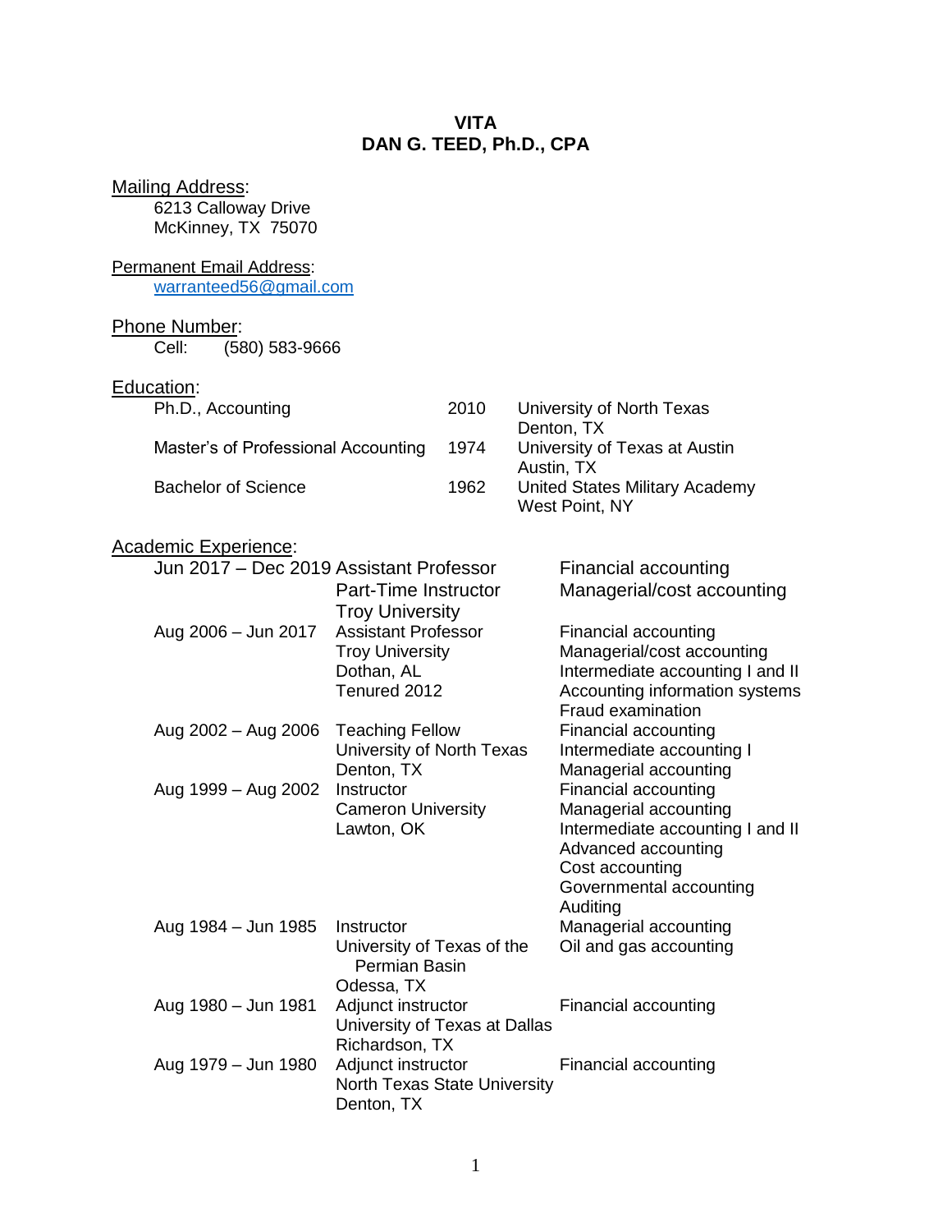# VITA
# DAN G. TEED, Ph.D., CPA

Mailing Address:
6213 Calloway Drive
McKinney, TX 75070

Permanent Email Address:
warranteed56@gmail.com

Phone Number:
Cell: (580) 583-9666

Education:

| | | |
|---|---|---|
| Ph.D., Accounting | 2010 | University of North Texas<br>Denton, TX |
| Master's of Professional Accounting | 1974 | University of Texas at Austin<br>Austin, TX |
| Bachelor of Science | 1962 | United States Military Academy<br>West Point, NY |

Academic Experience:

| | | |
|---|---|---|
| Jun 2017 – Dec 2019 | Assistant Professor<br>Part-Time Instructor<br>Troy University | Financial accounting<br>Managerial/cost accounting |
| Aug 2006 – Jun 2017 | Assistant Professor<br>Troy University<br>Dothan, AL<br>Tenured 2012 | Financial accounting<br>Managerial/cost accounting<br>Intermediate accounting I and II<br>Accounting information systems<br>Fraud examination |
| Aug 2002 – Aug 2006 | Teaching Fellow<br>University of North Texas<br>Denton, TX | Financial accounting<br>Intermediate accounting I<br>Managerial accounting |
| Aug 1999 – Aug 2002 | Instructor<br>Cameron University<br>Lawton, OK | Financial accounting<br>Managerial accounting<br>Intermediate accounting I and II<br>Advanced accounting<br>Cost accounting<br>Governmental accounting<br>Auditing |
| Aug 1984 – Jun 1985 | Instructor<br>University of Texas of the Permian Basin<br>Odessa, TX | Managerial accounting<br>Oil and gas accounting |
| Aug 1980 – Jun 1981 | Adjunct instructor<br>University of Texas at Dallas<br>Richardson, TX | Financial accounting |
| Aug 1979 – Jun 1980 | Adjunct instructor<br>North Texas State University<br>Denton, TX | Financial accounting |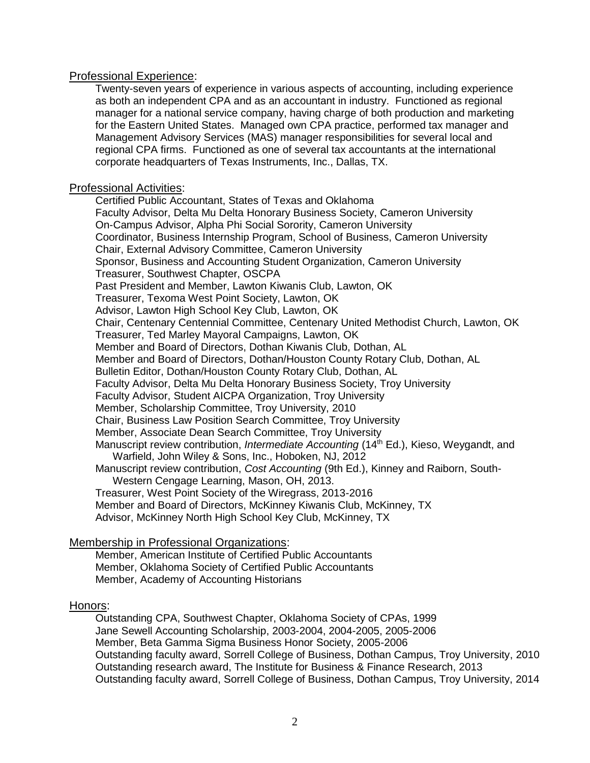## Professional Experience:

Twenty-seven years of experience in various aspects of accounting, including experience as both an independent CPA and as an accountant in industry. Functioned as regional manager for a national service company, having charge of both production and marketing for the Eastern United States. Managed own CPA practice, performed tax manager and Management Advisory Services (MAS) manager responsibilities for several local and regional CPA firms. Functioned as one of several tax accountants at the international corporate headquarters of Texas Instruments, Inc., Dallas, TX.

## Professional Activities:

Certified Public Accountant, States of Texas and Oklahoma
Faculty Advisor, Delta Mu Delta Honorary Business Society, Cameron University
On-Campus Advisor, Alpha Phi Social Sorority, Cameron University
Coordinator, Business Internship Program, School of Business, Cameron University
Chair, External Advisory Committee, Cameron University
Sponsor, Business and Accounting Student Organization, Cameron University
Treasurer, Southwest Chapter, OSCPA
Past President and Member, Lawton Kiwanis Club, Lawton, OK
Treasurer, Texoma West Point Society, Lawton, OK
Advisor, Lawton High School Key Club, Lawton, OK
Chair, Centenary Centennial Committee, Centenary United Methodist Church, Lawton, OK
Treasurer, Ted Marley Mayoral Campaigns, Lawton, OK
Member and Board of Directors, Dothan Kiwanis Club, Dothan, AL
Member and Board of Directors, Dothan/Houston County Rotary Club, Dothan, AL
Bulletin Editor, Dothan/Houston County Rotary Club, Dothan, AL
Faculty Advisor, Delta Mu Delta Honorary Business Society, Troy University
Faculty Advisor, Student AICPA Organization, Troy University
Member, Scholarship Committee, Troy University, 2010
Chair, Business Law Position Search Committee, Troy University
Member, Associate Dean Search Committee, Troy University
Manuscript review contribution, *Intermediate Accounting* (14th Ed.), Kieso, Weygandt, and Warfield, John Wiley & Sons, Inc., Hoboken, NJ, 2012
Manuscript review contribution, *Cost Accounting* (9th Ed.), Kinney and Raiborn, South-Western Cengage Learning, Mason, OH, 2013.
Treasurer, West Point Society of the Wiregrass, 2013-2016
Member and Board of Directors, McKinney Kiwanis Club, McKinney, TX
Advisor, McKinney North High School Key Club, McKinney, TX

## Membership in Professional Organizations:

Member, American Institute of Certified Public Accountants
Member, Oklahoma Society of Certified Public Accountants
Member, Academy of Accounting Historians

## Honors:

Outstanding CPA, Southwest Chapter, Oklahoma Society of CPAs, 1999
Jane Sewell Accounting Scholarship, 2003-2004, 2004-2005, 2005-2006
Member, Beta Gamma Sigma Business Honor Society, 2005-2006
Outstanding faculty award, Sorrell College of Business, Dothan Campus, Troy University, 2010
Outstanding research award, The Institute for Business & Finance Research, 2013
Outstanding faculty award, Sorrell College of Business, Dothan Campus, Troy University, 2014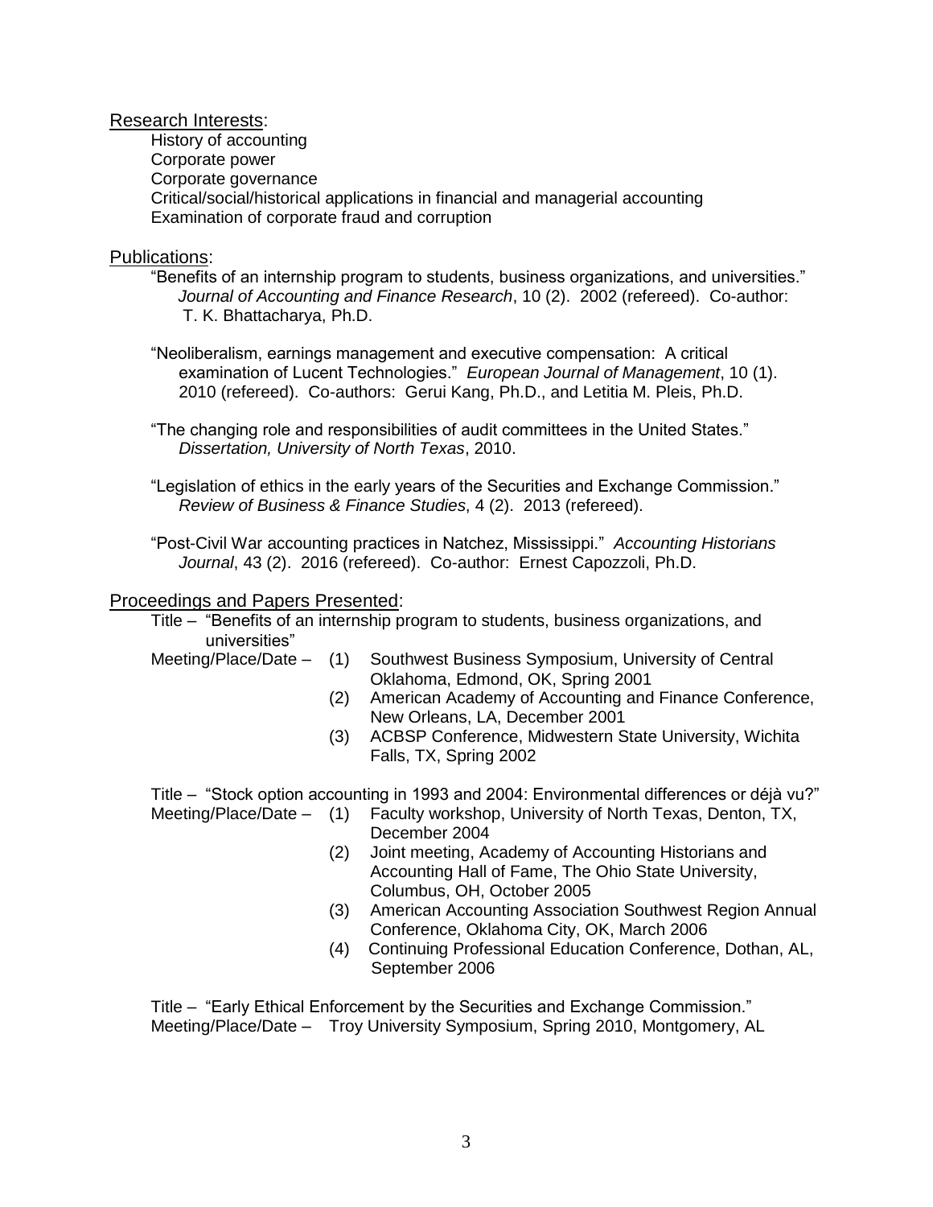## Research Interests:

History of accounting
Corporate power
Corporate governance
Critical/social/historical applications in financial and managerial accounting
Examination of corporate fraud and corruption

## Publications:

"Benefits of an internship program to students, business organizations, and universities." *Journal of Accounting and Finance Research*, 10 (2). 2002 (refereed). Co-author: T. K. Bhattacharya, Ph.D.

"Neoliberalism, earnings management and executive compensation: A critical examination of Lucent Technologies." *European Journal of Management*, 10 (1). 2010 (refereed). Co-authors: Gerui Kang, Ph.D., and Letitia M. Pleis, Ph.D.

"The changing role and responsibilities of audit committees in the United States." *Dissertation, University of North Texas*, 2010.

"Legislation of ethics in the early years of the Securities and Exchange Commission." *Review of Business & Finance Studies*, 4 (2). 2013 (refereed).

"Post-Civil War accounting practices in Natchez, Mississippi." *Accounting Historians Journal*, 43 (2). 2016 (refereed). Co-author: Ernest Capozzoli, Ph.D.

## Proceedings and Papers Presented:

Title – "Benefits of an internship program to students, business organizations, and universities"
Meeting/Place/Date –
(1) Southwest Business Symposium, University of Central Oklahoma, Edmond, OK, Spring 2001
(2) American Academy of Accounting and Finance Conference, New Orleans, LA, December 2001
(3) ACBSP Conference, Midwestern State University, Wichita Falls, TX, Spring 2002

Title – "Stock option accounting in 1993 and 2004: Environmental differences or déjà vu?"
Meeting/Place/Date –
(1) Faculty workshop, University of North Texas, Denton, TX, December 2004
(2) Joint meeting, Academy of Accounting Historians and Accounting Hall of Fame, The Ohio State University, Columbus, OH, October 2005
(3) American Accounting Association Southwest Region Annual Conference, Oklahoma City, OK, March 2006
(4) Continuing Professional Education Conference, Dothan, AL, September 2006

Title – "Early Ethical Enforcement by the Securities and Exchange Commission."
Meeting/Place/Date – Troy University Symposium, Spring 2010, Montgomery, AL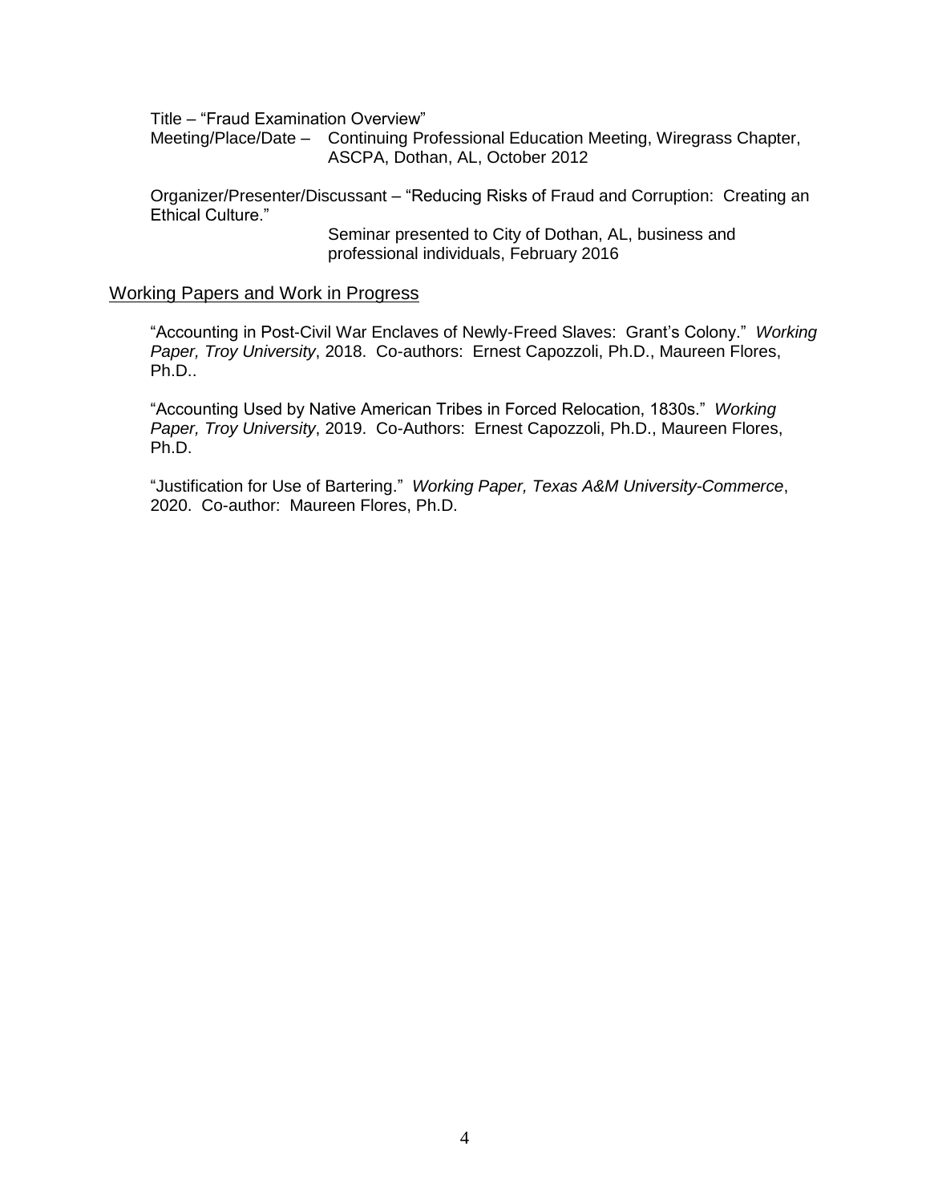Title – "Fraud Examination Overview"
Meeting/Place/Date – Continuing Professional Education Meeting, Wiregrass Chapter, ASCPA, Dothan, AL, October 2012

Organizer/Presenter/Discussant – "Reducing Risks of Fraud and Corruption: Creating an Ethical Culture."
Seminar presented to City of Dothan, AL, business and professional individuals, February 2016

## Working Papers and Work in Progress

"Accounting in Post-Civil War Enclaves of Newly-Freed Slaves: Grant's Colony." *Working Paper, Troy University*, 2018. Co-authors: Ernest Capozzoli, Ph.D., Maureen Flores, Ph.D..

"Accounting Used by Native American Tribes in Forced Relocation, 1830s." *Working Paper, Troy University*, 2019. Co-Authors: Ernest Capozzoli, Ph.D., Maureen Flores, Ph.D.

"Justification for Use of Bartering." *Working Paper, Texas A&M University-Commerce*, 2020. Co-author: Maureen Flores, Ph.D.